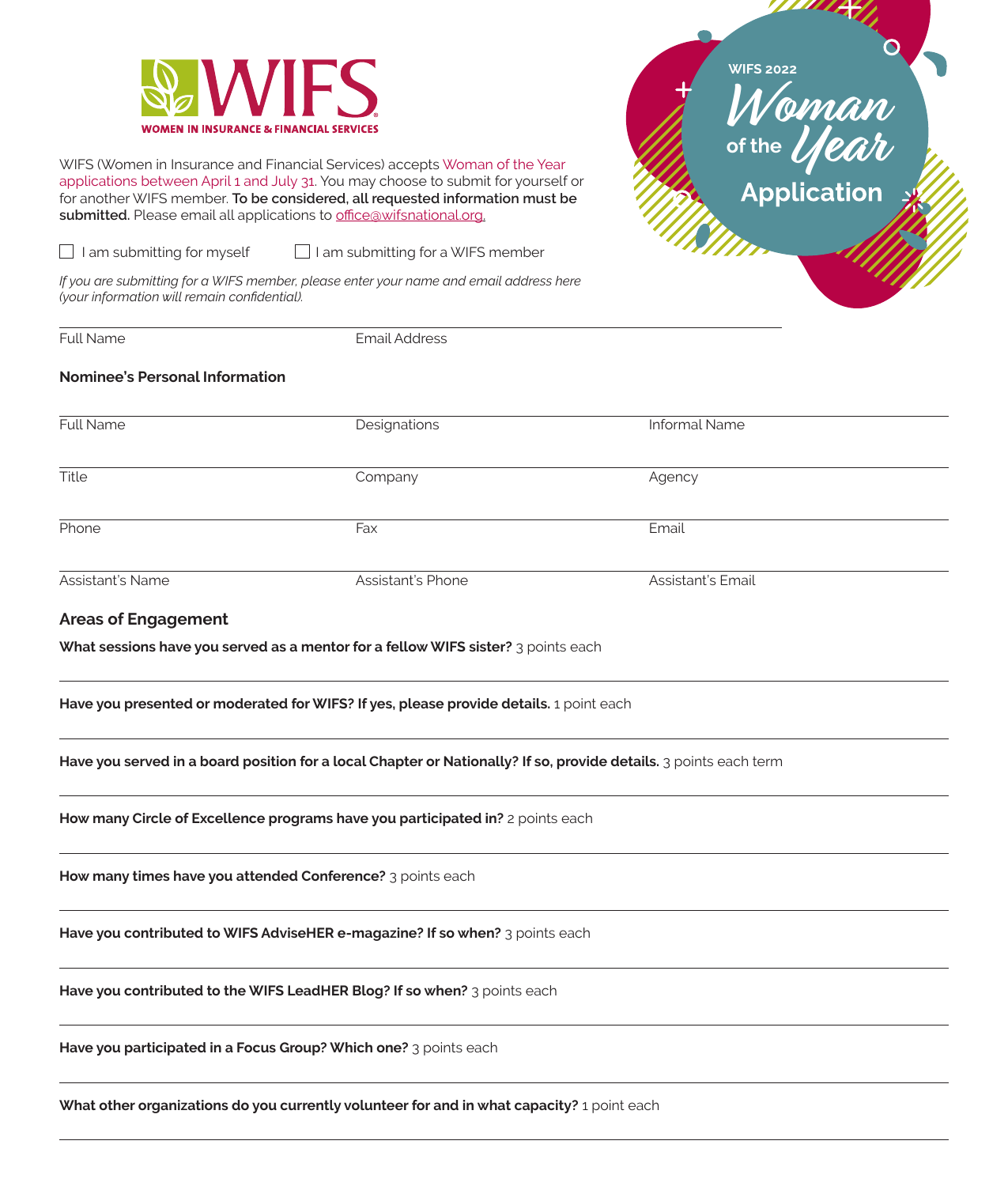# WIFS
**WOMEN IN INSURANCE & FINANCIAL SERVICES**

## WIFS 2022 Woman of the Year Application

WIFS (Women in Insurance and Financial Services) accepts Woman of the Year applications between April 1 and July 31. You may choose to submit for yourself or for another WIFS member. **To be considered, all requested information must be submitted.** Please email all applications to office@wifsnational.org.

☐ I am submitting for myself ☐ I am submitting for a WIFS member

*If you are submitting for a WIFS member, please enter your name and email address here (your information will remain confidential).*

Full Name ____________ Email Address ____________

### Nominee's Personal Information

Full Name ____________ Designations ____________ Informal Name ____________

Title ____________ Company ____________ Agency ____________

Phone ____________ Fax ____________ Email ____________

Assistant's Name ____________ Assistant's Phone ____________ Assistant's Email ____________

### Areas of Engagement

**What sessions have you served as a mentor for a fellow WIFS sister?** 3 points each

____________

**Have you presented or moderated for WIFS? If yes, please provide details.** 1 point each

____________

**Have you served in a board position for a local Chapter or Nationally? If so, provide details.** 3 points each term

____________

**How many Circle of Excellence programs have you participated in?** 2 points each

____________

**How many times have you attended Conference?** 3 points each

____________

**Have you contributed to WIFS AdviseHER e-magazine? If so when?** 3 points each

____________

**Have you contributed to the WIFS LeadHER Blog? If so when?** 3 points each

____________

**Have you participated in a Focus Group? Which one?** 3 points each

____________

**What other organizations do you currently volunteer for and in what capacity?** 1 point each

____________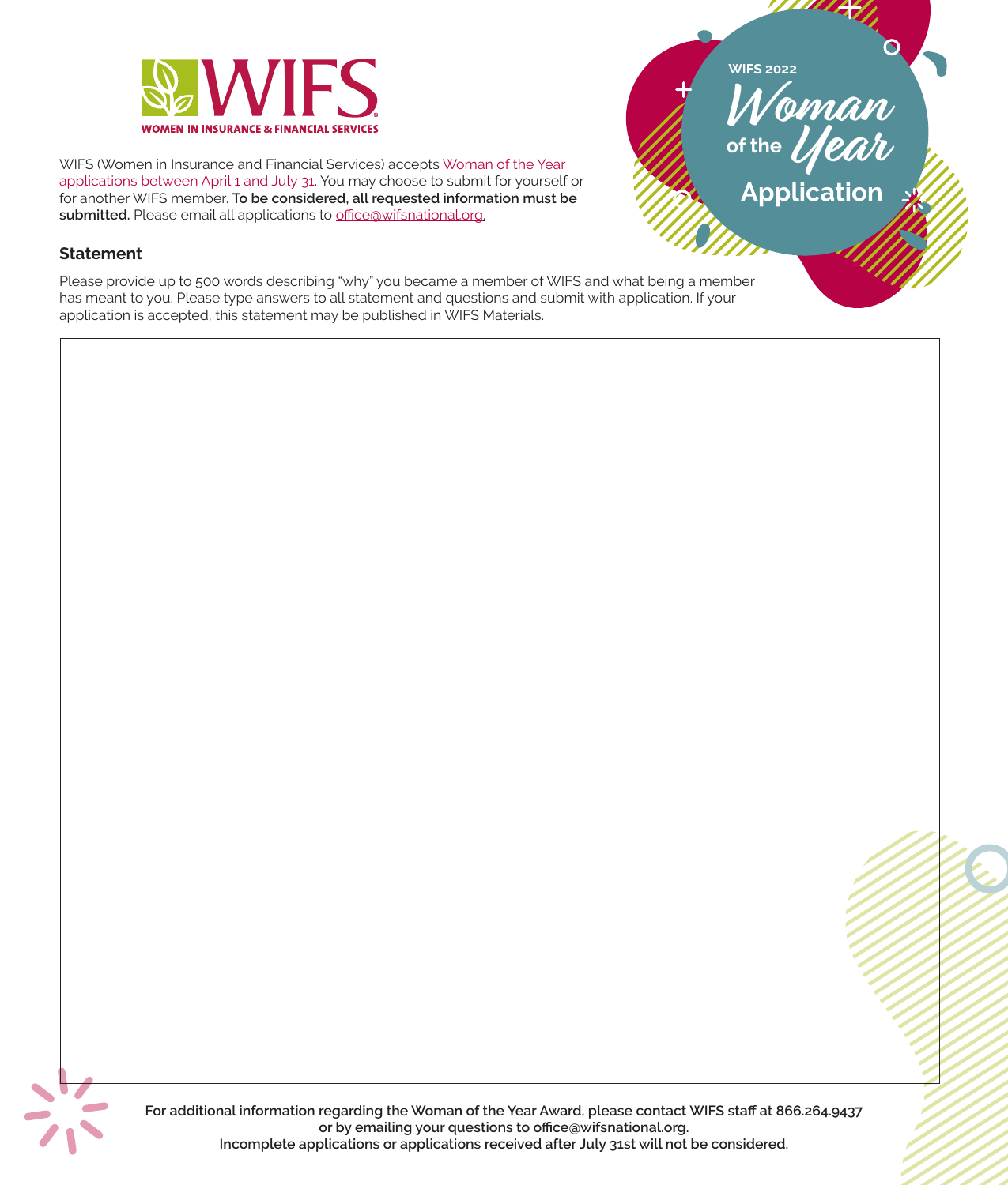WIFS

WOMEN IN INSURANCE & FINANCIAL SERVICES

WIFS 2022 Woman of the Year Application

WIFS (Women in Insurance and Financial Services) accepts Woman of the Year applications between April 1 and July 31. You may choose to submit for yourself or for another WIFS member. **To be considered, all requested information must be submitted.** Please email all applications to office@wifsnational.org.

## Statement

Please provide up to 500 words describing "why" you became a member of WIFS and what being a member has meant to you. Please type answers to all statement and questions and submit with application. If your application is accepted, this statement may be published in WIFS Materials.

**For additional information regarding the Woman of the Year Award, please contact WIFS staff at 866.264.9437 or by emailing your questions to office@wifsnational.org.**
**Incomplete applications or applications received after July 31st will not be considered.**